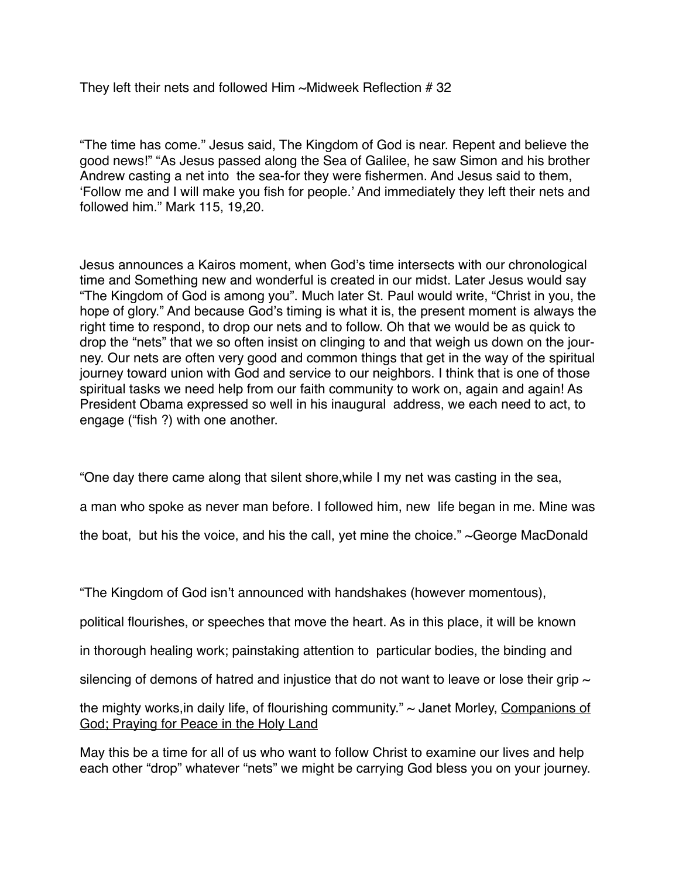They left their nets and followed Him ~Midweek Reflection # 32

“The time has come.” Jesus said, The Kingdom of God is near. Repent and believe the good news!” “As Jesus passed along the Sea of Galilee, he saw Simon and his brother Andrew casting a net into  the sea-for they were fishermen. And Jesus said to them, ‘Follow me and I will make you fish for people.’ And immediately they left their nets and followed him.” Mark 115, 19,20.

Jesus announces a Kairos moment, when God’s time intersects with our chronological time and Something new and wonderful is created in our midst. Later Jesus would say “The Kingdom of God is among you”. Much later St. Paul would write, “Christ in you, the hope of glory.” And because God’s timing is what it is, the present moment is always the right time to respond, to drop our nets and to follow. Oh that we would be as quick to drop the “nets” that we so often insist on clinging to and that weigh us down on the journey. Our nets are often very good and common things that get in the way of the spiritual journey toward union with God and service to our neighbors. I think that is one of those spiritual tasks we need help from our faith community to work on, again and again! As President Obama expressed so well in his inaugural  address, we each need to act, to engage (“fish ?) with one another.

“One day there came along that silent shore,while I my net was casting in the sea,

a man who spoke as never man before. I followed him, new  life began in me. Mine was

the boat,  but his the voice, and his the call, yet mine the choice.” ~George MacDonald

“The Kingdom of God isn’t announced with handshakes (however momentous),

political flourishes, or speeches that move the heart. As in this place, it will be known

in thorough healing work; painstaking attention to  particular bodies, the binding and

silencing of demons of hatred and injustice that do not want to leave or lose their grip ~

the mighty works,in daily life, of flourishing community.” ~ Janet Morley, Companions of God; Praying for Peace in the Holy Land

May this be a time for all of us who want to follow Christ to examine our lives and help each other “drop” whatever “nets” we might be carrying God bless you on your journey.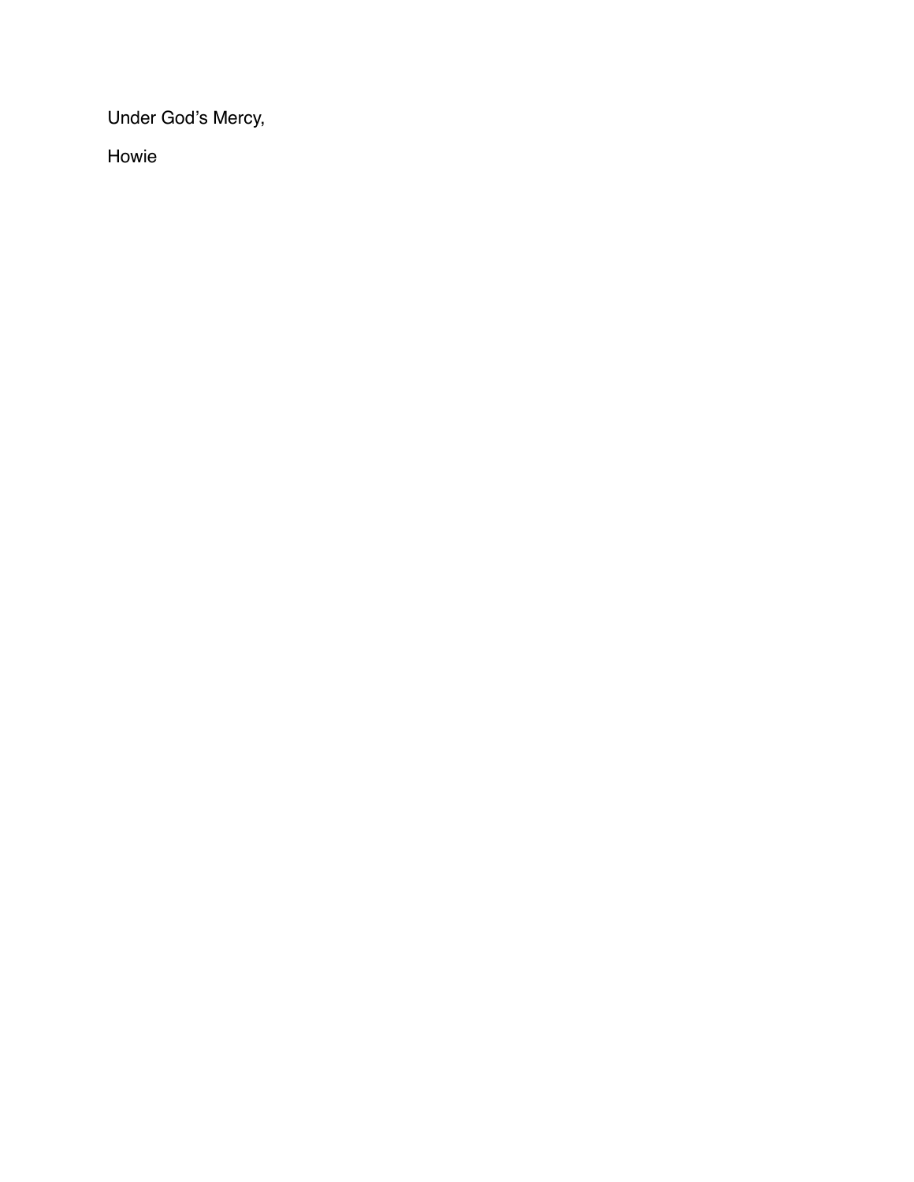Under God's Mercy,

Howie